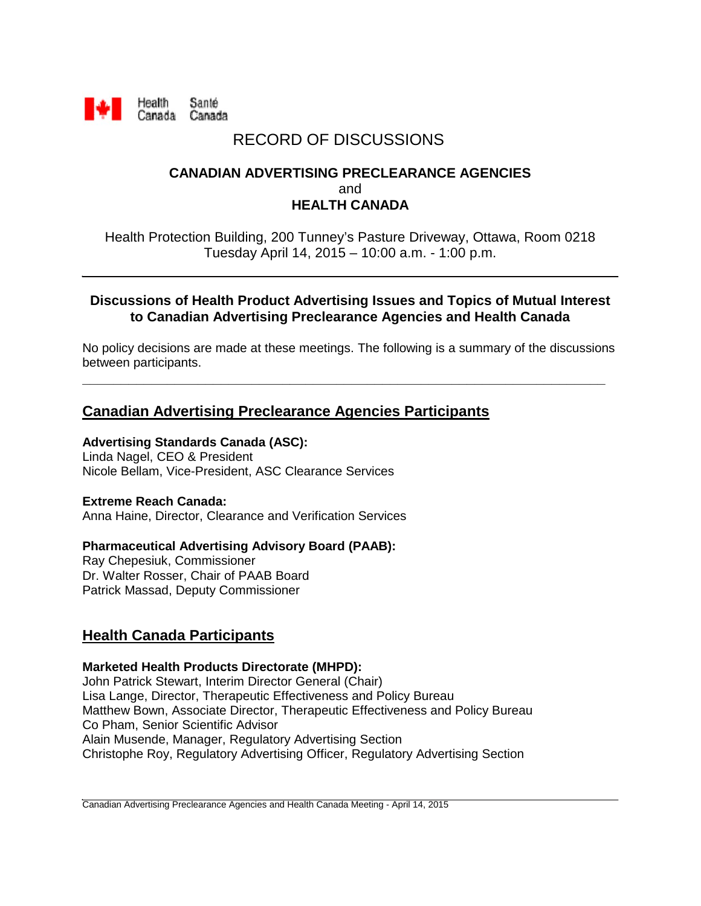Health Canada Santé Canada

# RECORD OF DISCUSSIONS

**CANADIAN ADVERTISING PRECLEARANCE AGENCIES**
and
**HEALTH CANADA**

Health Protection Building, 200 Tunney's Pasture Driveway, Ottawa, Room 0218
Tuesday April 14, 2015 – 10:00 a.m. - 1:00 p.m.

---

**Discussions of Health Product Advertising Issues and Topics of Mutual Interest to Canadian Advertising Preclearance Agencies and Health Canada**

No policy decisions are made at these meetings. The following is a summary of the discussions between participants.

---

## Canadian Advertising Preclearance Agencies Participants

**Advertising Standards Canada (ASC):**
Linda Nagel, CEO & President
Nicole Bellam, Vice-President, ASC Clearance Services

**Extreme Reach Canada:**
Anna Haine, Director, Clearance and Verification Services

**Pharmaceutical Advertising Advisory Board (PAAB):**
Ray Chepesiuk, Commissioner
Dr. Walter Rosser, Chair of PAAB Board
Patrick Massad, Deputy Commissioner

## Health Canada Participants

**Marketed Health Products Directorate (MHPD):**
John Patrick Stewart, Interim Director General (Chair)
Lisa Lange, Director, Therapeutic Effectiveness and Policy Bureau
Matthew Bown, Associate Director, Therapeutic Effectiveness and Policy Bureau
Co Pham, Senior Scientific Advisor
Alain Musende, Manager, Regulatory Advertising Section
Christophe Roy, Regulatory Advertising Officer, Regulatory Advertising Section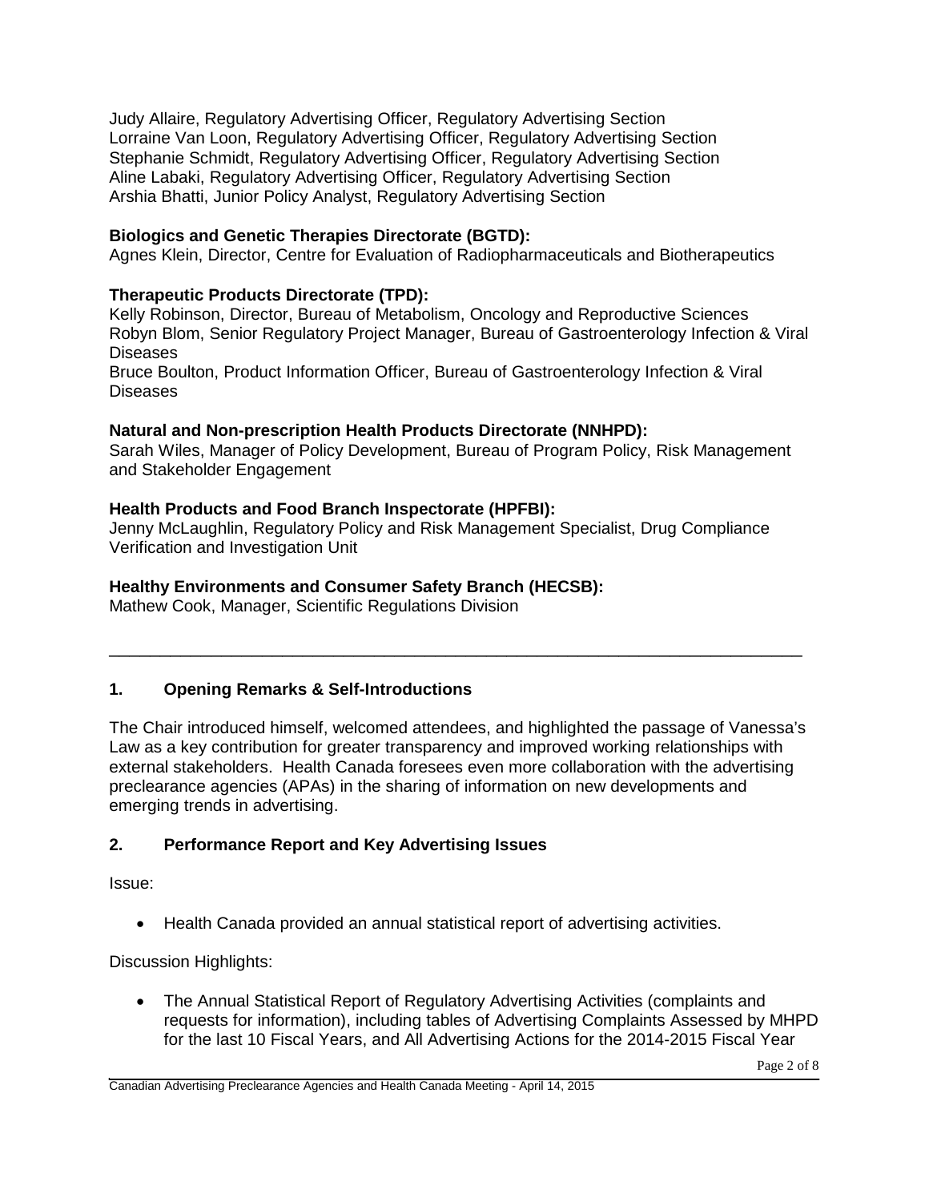Judy Allaire, Regulatory Advertising Officer, Regulatory Advertising Section
Lorraine Van Loon, Regulatory Advertising Officer, Regulatory Advertising Section
Stephanie Schmidt, Regulatory Advertising Officer, Regulatory Advertising Section
Aline Labaki, Regulatory Advertising Officer, Regulatory Advertising Section
Arshia Bhatti, Junior Policy Analyst, Regulatory Advertising Section

**Biologics and Genetic Therapies Directorate (BGTD):**
Agnes Klein, Director, Centre for Evaluation of Radiopharmaceuticals and Biotherapeutics

**Therapeutic Products Directorate (TPD):**
Kelly Robinson, Director, Bureau of Metabolism, Oncology and Reproductive Sciences
Robyn Blom, Senior Regulatory Project Manager, Bureau of Gastroenterology Infection & Viral Diseases
Bruce Boulton, Product Information Officer, Bureau of Gastroenterology Infection & Viral Diseases

**Natural and Non-prescription Health Products Directorate (NNHPD):**
Sarah Wiles, Manager of Policy Development, Bureau of Program Policy, Risk Management and Stakeholder Engagement

**Health Products and Food Branch Inspectorate (HPFBI):**
Jenny McLaughlin, Regulatory Policy and Risk Management Specialist, Drug Compliance Verification and Investigation Unit

**Healthy Environments and Consumer Safety Branch (HECSB):**
Mathew Cook, Manager, Scientific Regulations Division

---

## 1. Opening Remarks & Self-Introductions

The Chair introduced himself, welcomed attendees, and highlighted the passage of Vanessa's Law as a key contribution for greater transparency and improved working relationships with external stakeholders. Health Canada foresees even more collaboration with the advertising preclearance agencies (APAs) in the sharing of information on new developments and emerging trends in advertising.

## 2. Performance Report and Key Advertising Issues

Issue:

- Health Canada provided an annual statistical report of advertising activities.

Discussion Highlights:

- The Annual Statistical Report of Regulatory Advertising Activities (complaints and requests for information), including tables of Advertising Complaints Assessed by MHPD for the last 10 Fiscal Years, and All Advertising Actions for the 2014-2015 Fiscal Year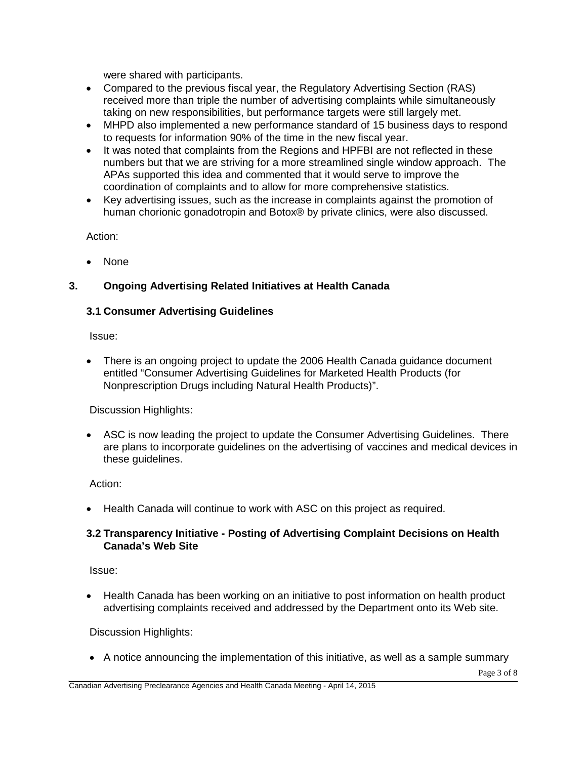were shared with participants.

- Compared to the previous fiscal year, the Regulatory Advertising Section (RAS) received more than triple the number of advertising complaints while simultaneously taking on new responsibilities, but performance targets were still largely met.
- MHPD also implemented a new performance standard of 15 business days to respond to requests for information 90% of the time in the new fiscal year.
- It was noted that complaints from the Regions and HPFBI are not reflected in these numbers but that we are striving for a more streamlined single window approach. The APAs supported this idea and commented that it would serve to improve the coordination of complaints and to allow for more comprehensive statistics.
- Key advertising issues, such as the increase in complaints against the promotion of human chorionic gonadotropin and Botox® by private clinics, were also discussed.

Action:

- None

## 3. Ongoing Advertising Related Initiatives at Health Canada

### 3.1 Consumer Advertising Guidelines

Issue:

- There is an ongoing project to update the 2006 Health Canada guidance document entitled "Consumer Advertising Guidelines for Marketed Health Products (for Nonprescription Drugs including Natural Health Products)".

Discussion Highlights:

- ASC is now leading the project to update the Consumer Advertising Guidelines. There are plans to incorporate guidelines on the advertising of vaccines and medical devices in these guidelines.

Action:

- Health Canada will continue to work with ASC on this project as required.

### 3.2 Transparency Initiative - Posting of Advertising Complaint Decisions on Health Canada's Web Site

Issue:

- Health Canada has been working on an initiative to post information on health product advertising complaints received and addressed by the Department onto its Web site.

Discussion Highlights:

- A notice announcing the implementation of this initiative, as well as a sample summary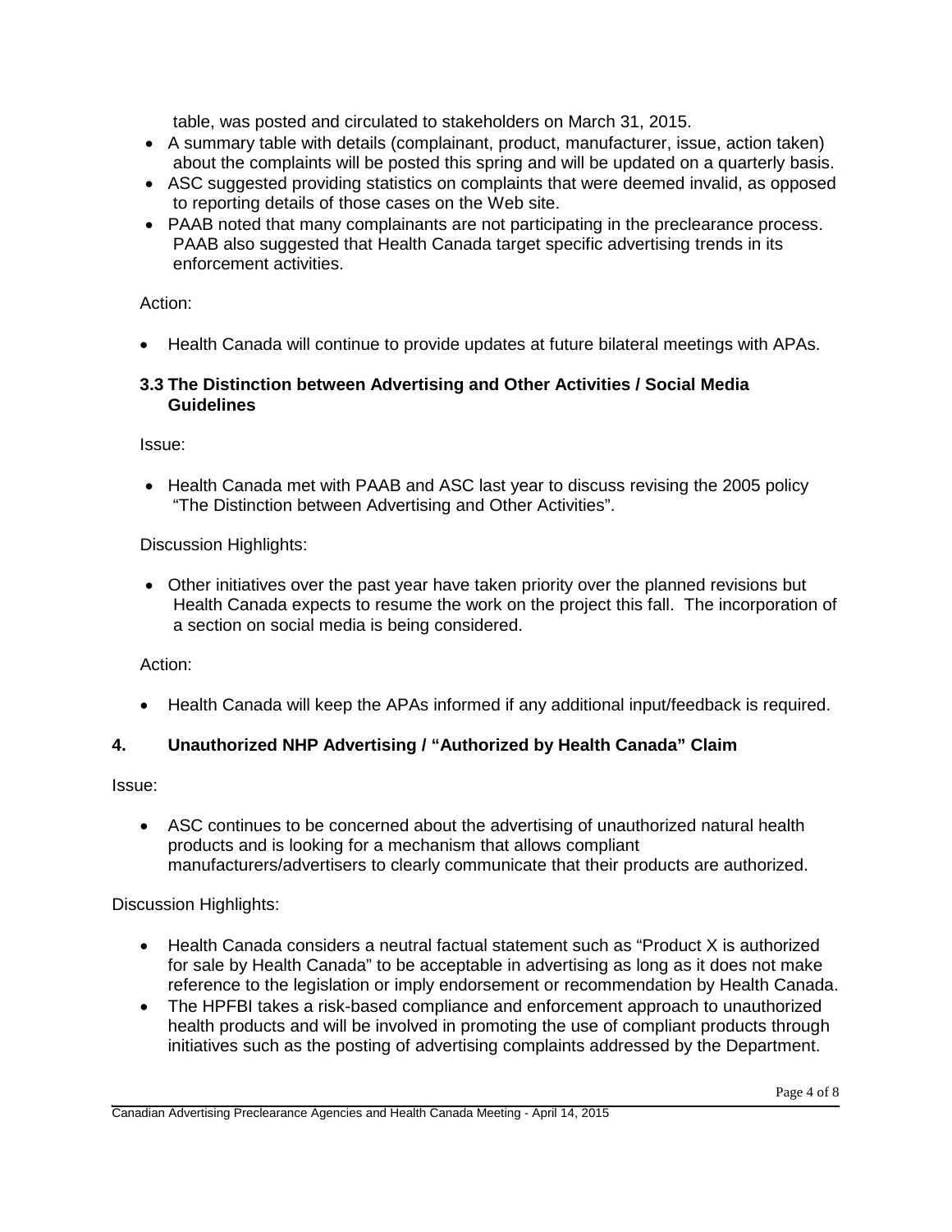table, was posted and circulated to stakeholders on March 31, 2015.

- A summary table with details (complainant, product, manufacturer, issue, action taken) about the complaints will be posted this spring and will be updated on a quarterly basis.
- ASC suggested providing statistics on complaints that were deemed invalid, as opposed to reporting details of those cases on the Web site.
- PAAB noted that many complainants are not participating in the preclearance process. PAAB also suggested that Health Canada target specific advertising trends in its enforcement activities.

Action:

- Health Canada will continue to provide updates at future bilateral meetings with APAs.

### 3.3 The Distinction between Advertising and Other Activities / Social Media Guidelines

Issue:

- Health Canada met with PAAB and ASC last year to discuss revising the 2005 policy "The Distinction between Advertising and Other Activities".

Discussion Highlights:

- Other initiatives over the past year have taken priority over the planned revisions but Health Canada expects to resume the work on the project this fall. The incorporation of a section on social media is being considered.

Action:

- Health Canada will keep the APAs informed if any additional input/feedback is required.

## 4. Unauthorized NHP Advertising / "Authorized by Health Canada" Claim

Issue:

- ASC continues to be concerned about the advertising of unauthorized natural health products and is looking for a mechanism that allows compliant manufacturers/advertisers to clearly communicate that their products are authorized.

Discussion Highlights:

- Health Canada considers a neutral factual statement such as "Product X is authorized for sale by Health Canada" to be acceptable in advertising as long as it does not make reference to the legislation or imply endorsement or recommendation by Health Canada.
- The HPFBI takes a risk-based compliance and enforcement approach to unauthorized health products and will be involved in promoting the use of compliant products through initiatives such as the posting of advertising complaints addressed by the Department.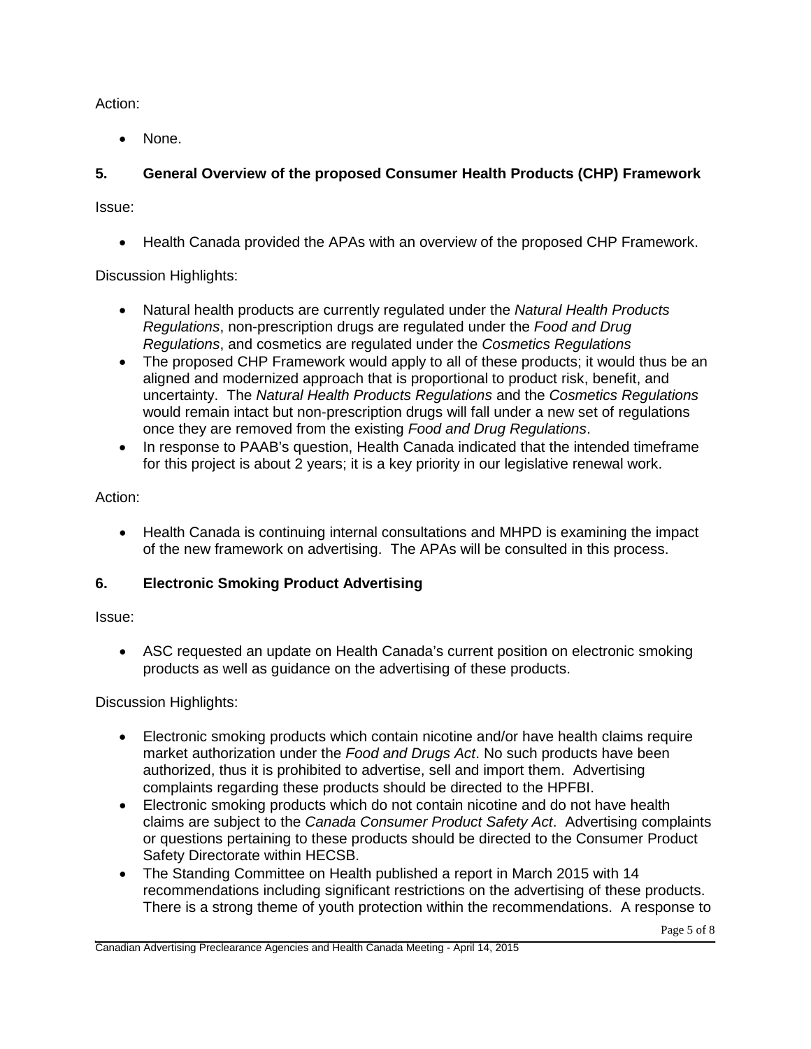Action:

- None.

## 5. General Overview of the proposed Consumer Health Products (CHP) Framework

Issue:

- Health Canada provided the APAs with an overview of the proposed CHP Framework.

Discussion Highlights:

- Natural health products are currently regulated under the *Natural Health Products Regulations*, non-prescription drugs are regulated under the *Food and Drug Regulations*, and cosmetics are regulated under the *Cosmetics Regulations*
- The proposed CHP Framework would apply to all of these products; it would thus be an aligned and modernized approach that is proportional to product risk, benefit, and uncertainty. The *Natural Health Products Regulations* and the *Cosmetics Regulations* would remain intact but non-prescription drugs will fall under a new set of regulations once they are removed from the existing *Food and Drug Regulations*.
- In response to PAAB's question, Health Canada indicated that the intended timeframe for this project is about 2 years; it is a key priority in our legislative renewal work.

Action:

- Health Canada is continuing internal consultations and MHPD is examining the impact of the new framework on advertising. The APAs will be consulted in this process.

## 6. Electronic Smoking Product Advertising

Issue:

- ASC requested an update on Health Canada's current position on electronic smoking products as well as guidance on the advertising of these products.

Discussion Highlights:

- Electronic smoking products which contain nicotine and/or have health claims require market authorization under the *Food and Drugs Act*. No such products have been authorized, thus it is prohibited to advertise, sell and import them. Advertising complaints regarding these products should be directed to the HPFBI.
- Electronic smoking products which do not contain nicotine and do not have health claims are subject to the *Canada Consumer Product Safety Act*. Advertising complaints or questions pertaining to these products should be directed to the Consumer Product Safety Directorate within HECSB.
- The Standing Committee on Health published a report in March 2015 with 14 recommendations including significant restrictions on the advertising of these products. There is a strong theme of youth protection within the recommendations. A response to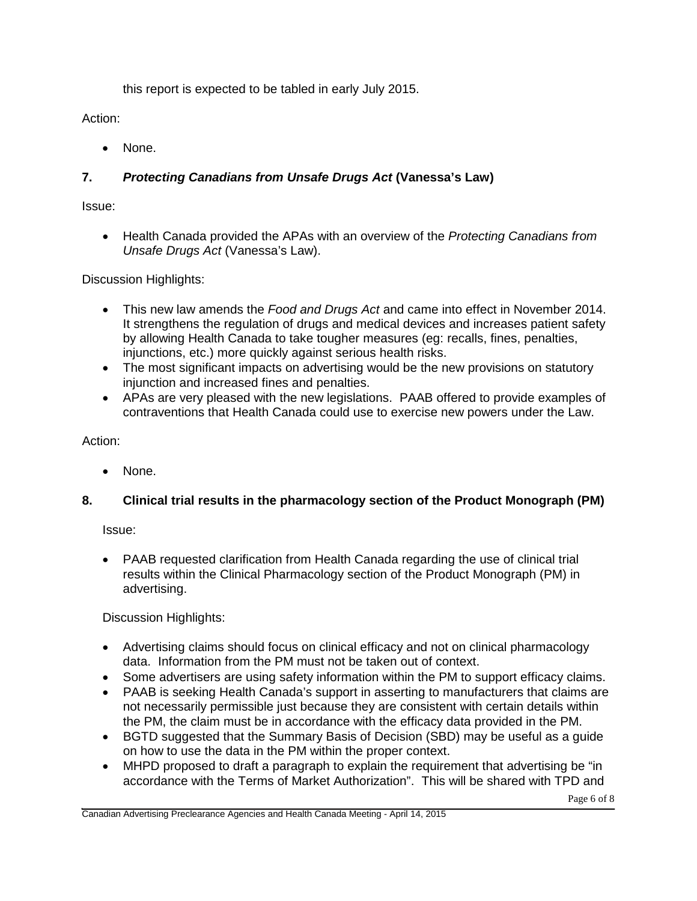this report is expected to be tabled in early July 2015.

Action:

- None.

## 7. *Protecting Canadians from Unsafe Drugs Act* (Vanessa's Law)

Issue:

- Health Canada provided the APAs with an overview of the *Protecting Canadians from Unsafe Drugs Act* (Vanessa's Law).

Discussion Highlights:

- This new law amends the *Food and Drugs Act* and came into effect in November 2014. It strengthens the regulation of drugs and medical devices and increases patient safety by allowing Health Canada to take tougher measures (eg: recalls, fines, penalties, injunctions, etc.) more quickly against serious health risks.
- The most significant impacts on advertising would be the new provisions on statutory injunction and increased fines and penalties.
- APAs are very pleased with the new legislations. PAAB offered to provide examples of contraventions that Health Canada could use to exercise new powers under the Law.

Action:

- None.

## 8. Clinical trial results in the pharmacology section of the Product Monograph (PM)

Issue:

- PAAB requested clarification from Health Canada regarding the use of clinical trial results within the Clinical Pharmacology section of the Product Monograph (PM) in advertising.

Discussion Highlights:

- Advertising claims should focus on clinical efficacy and not on clinical pharmacology data. Information from the PM must not be taken out of context.
- Some advertisers are using safety information within the PM to support efficacy claims.
- PAAB is seeking Health Canada's support in asserting to manufacturers that claims are not necessarily permissible just because they are consistent with certain details within the PM, the claim must be in accordance with the efficacy data provided in the PM.
- BGTD suggested that the Summary Basis of Decision (SBD) may be useful as a guide on how to use the data in the PM within the proper context.
- MHPD proposed to draft a paragraph to explain the requirement that advertising be "in accordance with the Terms of Market Authorization". This will be shared with TPD and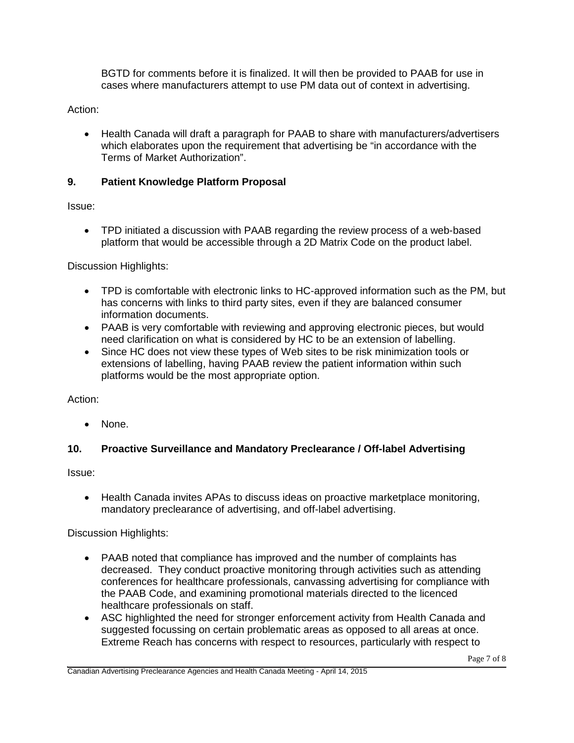BGTD for comments before it is finalized. It will then be provided to PAAB for use in cases where manufacturers attempt to use PM data out of context in advertising.

Action:

- Health Canada will draft a paragraph for PAAB to share with manufacturers/advertisers which elaborates upon the requirement that advertising be “in accordance with the Terms of Market Authorization”.

### 9. Patient Knowledge Platform Proposal

Issue:

- TPD initiated a discussion with PAAB regarding the review process of a web-based platform that would be accessible through a 2D Matrix Code on the product label.

Discussion Highlights:

- TPD is comfortable with electronic links to HC-approved information such as the PM, but has concerns with links to third party sites, even if they are balanced consumer information documents.
- PAAB is very comfortable with reviewing and approving electronic pieces, but would need clarification on what is considered by HC to be an extension of labelling.
- Since HC does not view these types of Web sites to be risk minimization tools or extensions of labelling, having PAAB review the patient information within such platforms would be the most appropriate option.

Action:

- None.

### 10. Proactive Surveillance and Mandatory Preclearance / Off-label Advertising

Issue:

- Health Canada invites APAs to discuss ideas on proactive marketplace monitoring, mandatory preclearance of advertising, and off-label advertising.

Discussion Highlights:

- PAAB noted that compliance has improved and the number of complaints has decreased. They conduct proactive monitoring through activities such as attending conferences for healthcare professionals, canvassing advertising for compliance with the PAAB Code, and examining promotional materials directed to the licenced healthcare professionals on staff.
- ASC highlighted the need for stronger enforcement activity from Health Canada and suggested focussing on certain problematic areas as opposed to all areas at once. Extreme Reach has concerns with respect to resources, particularly with respect to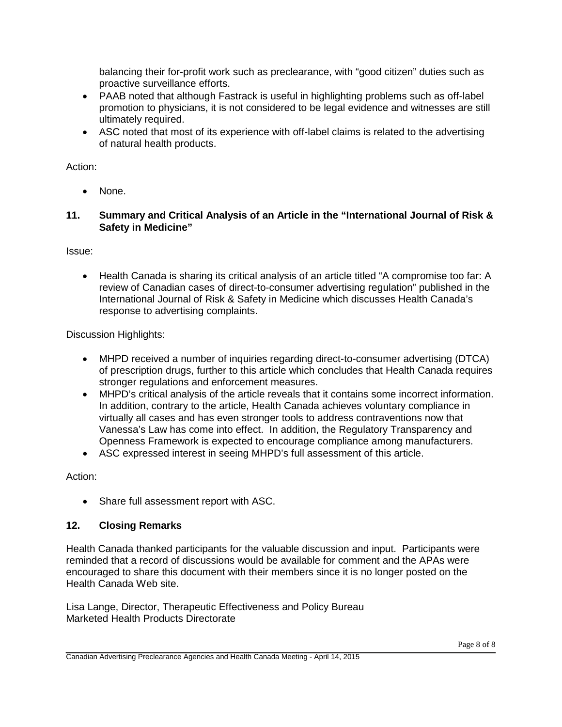balancing their for-profit work such as preclearance, with "good citizen" duties such as proactive surveillance efforts.

- PAAB noted that although Fastrack is useful in highlighting problems such as off-label promotion to physicians, it is not considered to be legal evidence and witnesses are still ultimately required.
- ASC noted that most of its experience with off-label claims is related to the advertising of natural health products.

Action:

- None.

### 11. Summary and Critical Analysis of an Article in the "International Journal of Risk & Safety in Medicine"

Issue:

- Health Canada is sharing its critical analysis of an article titled "A compromise too far: A review of Canadian cases of direct-to-consumer advertising regulation" published in the International Journal of Risk & Safety in Medicine which discusses Health Canada's response to advertising complaints.

Discussion Highlights:

- MHPD received a number of inquiries regarding direct-to-consumer advertising (DTCA) of prescription drugs, further to this article which concludes that Health Canada requires stronger regulations and enforcement measures.
- MHPD's critical analysis of the article reveals that it contains some incorrect information. In addition, contrary to the article, Health Canada achieves voluntary compliance in virtually all cases and has even stronger tools to address contraventions now that Vanessa's Law has come into effect. In addition, the Regulatory Transparency and Openness Framework is expected to encourage compliance among manufacturers.
- ASC expressed interest in seeing MHPD's full assessment of this article.

Action:

- Share full assessment report with ASC.

### 12. Closing Remarks

Health Canada thanked participants for the valuable discussion and input. Participants were reminded that a record of discussions would be available for comment and the APAs were encouraged to share this document with their members since it is no longer posted on the Health Canada Web site.

Lisa Lange, Director, Therapeutic Effectiveness and Policy Bureau
Marketed Health Products Directorate